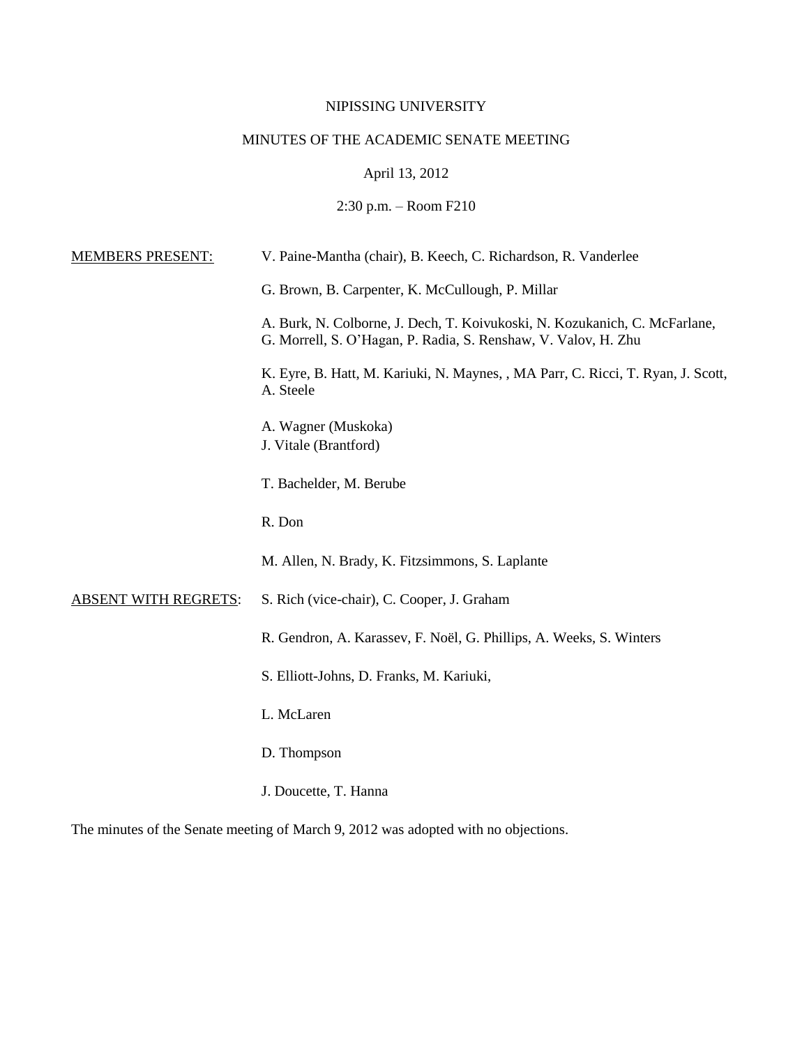NIPISSING UNIVERSITY

MINUTES OF THE ACADEMIC SENATE MEETING

April 13, 2012

2:30 p.m. – Room F210

MEMBERS PRESENT: V. Paine-Mantha (chair), B. Keech, C. Richardson, R. Vanderlee

G. Brown, B. Carpenter, K. McCullough, P. Millar

A. Burk, N. Colborne, J. Dech, T. Koivukoski, N. Kozukanich, C. McFarlane, G. Morrell, S. O'Hagan, P. Radia, S. Renshaw, V. Valov, H. Zhu

K. Eyre, B. Hatt, M. Kariuki, N. Maynes, , MA Parr, C. Ricci, T. Ryan, J. Scott, A. Steele

A. Wagner (Muskoka)
J. Vitale (Brantford)

T. Bachelder, M. Berube

R. Don

M. Allen, N. Brady, K. Fitzsimmons, S. Laplante

ABSENT WITH REGRETS: S. Rich (vice-chair), C. Cooper, J. Graham

R. Gendron, A. Karassev, F. Noël, G. Phillips, A. Weeks, S. Winters

S. Elliott-Johns, D. Franks, M. Kariuki,

L. McLaren

D. Thompson

J. Doucette, T. Hanna

The minutes of the Senate meeting of March 9, 2012 was adopted with no objections.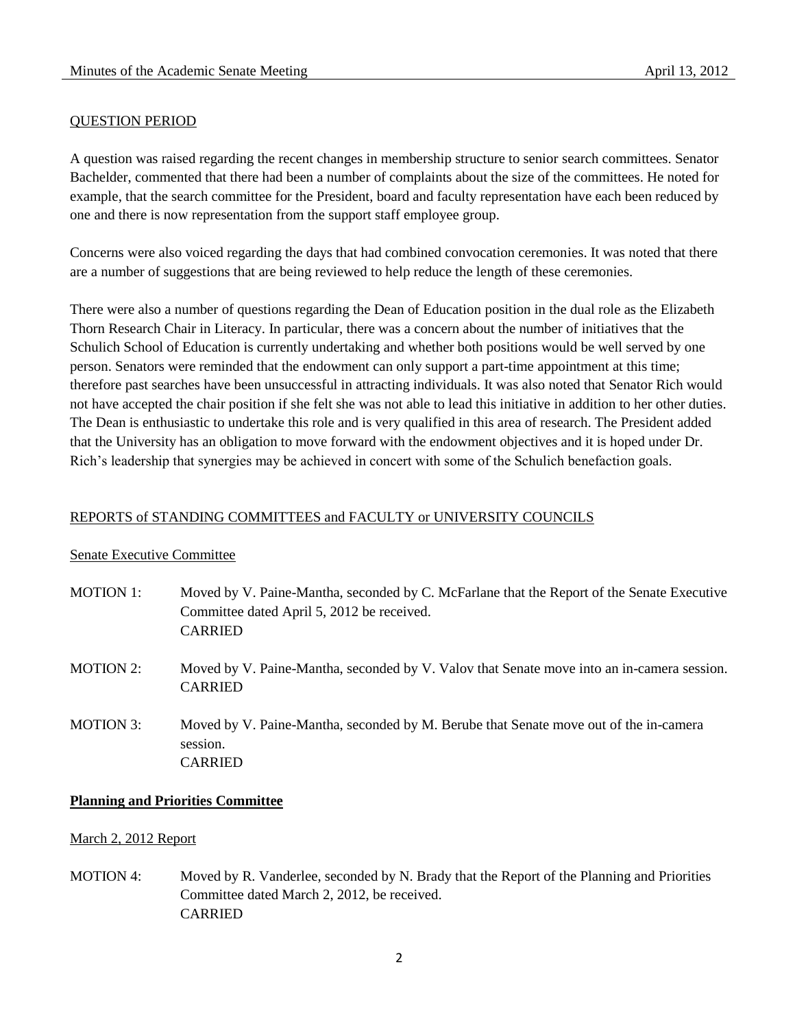QUESTION PERIOD

A question was raised regarding the recent changes in membership structure to senior search committees. Senator Bachelder, commented that there had been a number of complaints about the size of the committees. He noted for example, that the search committee for the President, board and faculty representation have each been reduced by one and there is now representation from the support staff employee group.

Concerns were also voiced regarding the days that had combined convocation ceremonies. It was noted that there are a number of suggestions that are being reviewed to help reduce the length of these ceremonies.

There were also a number of questions regarding the Dean of Education position in the dual role as the Elizabeth Thorn Research Chair in Literacy. In particular, there was a concern about the number of initiatives that the Schulich School of Education is currently undertaking and whether both positions would be well served by one person. Senators were reminded that the endowment can only support a part-time appointment at this time; therefore past searches have been unsuccessful in attracting individuals. It was also noted that Senator Rich would not have accepted the chair position if she felt she was not able to lead this initiative in addition to her other duties. The Dean is enthusiastic to undertake this role and is very qualified in this area of research. The President added that the University has an obligation to move forward with the endowment objectives and it is hoped under Dr. Rich's leadership that synergies may be achieved in concert with some of the Schulich benefaction goals.

REPORTS of STANDING COMMITTEES and FACULTY or UNIVERSITY COUNCILS

Senate Executive Committee

MOTION 1: Moved by V. Paine-Mantha, seconded by C. McFarlane that the Report of the Senate Executive Committee dated April 5, 2012 be received.
CARRIED

MOTION 2: Moved by V. Paine-Mantha, seconded by V. Valov that Senate move into an in-camera session.
CARRIED

MOTION 3: Moved by V. Paine-Mantha, seconded by M. Berube that Senate move out of the in-camera session.
CARRIED

**Planning and Priorities Committee**

March 2, 2012 Report

MOTION 4: Moved by R. Vanderlee, seconded by N. Brady that the Report of the Planning and Priorities Committee dated March 2, 2012, be received.
CARRIED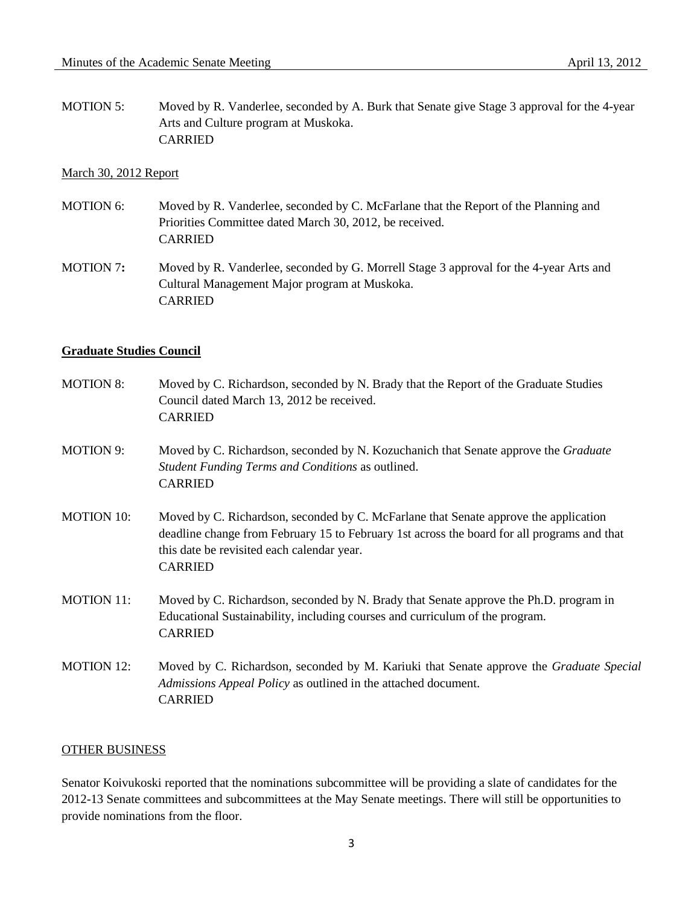MOTION 5: Moved by R. Vanderlee, seconded by A. Burk that Senate give Stage 3 approval for the 4-year Arts and Culture program at Muskoka.
CARRIED

March 30, 2012 Report

MOTION 6: Moved by R. Vanderlee, seconded by C. McFarlane that the Report of the Planning and Priorities Committee dated March 30, 2012, be received.
CARRIED

**MOTION 7:** Moved by R. Vanderlee, seconded by G. Morrell Stage 3 approval for the 4-year Arts and Cultural Management Major program at Muskoka.
CARRIED

## Graduate Studies Council

MOTION 8: Moved by C. Richardson, seconded by N. Brady that the Report of the Graduate Studies Council dated March 13, 2012 be received.
CARRIED

MOTION 9: Moved by C. Richardson, seconded by N. Kozuchanich that Senate approve the *Graduate Student Funding Terms and Conditions* as outlined.
CARRIED

MOTION 10: Moved by C. Richardson, seconded by C. McFarlane that Senate approve the application deadline change from February 15 to February 1st across the board for all programs and that this date be revisited each calendar year.
CARRIED

MOTION 11: Moved by C. Richardson, seconded by N. Brady that Senate approve the Ph.D. program in Educational Sustainability, including courses and curriculum of the program.
CARRIED

MOTION 12: Moved by C. Richardson, seconded by M. Kariuki that Senate approve the *Graduate Special Admissions Appeal Policy* as outlined in the attached document.
CARRIED

## OTHER BUSINESS

Senator Koivukoski reported that the nominations subcommittee will be providing a slate of candidates for the 2012-13 Senate committees and subcommittees at the May Senate meetings. There will still be opportunities to provide nominations from the floor.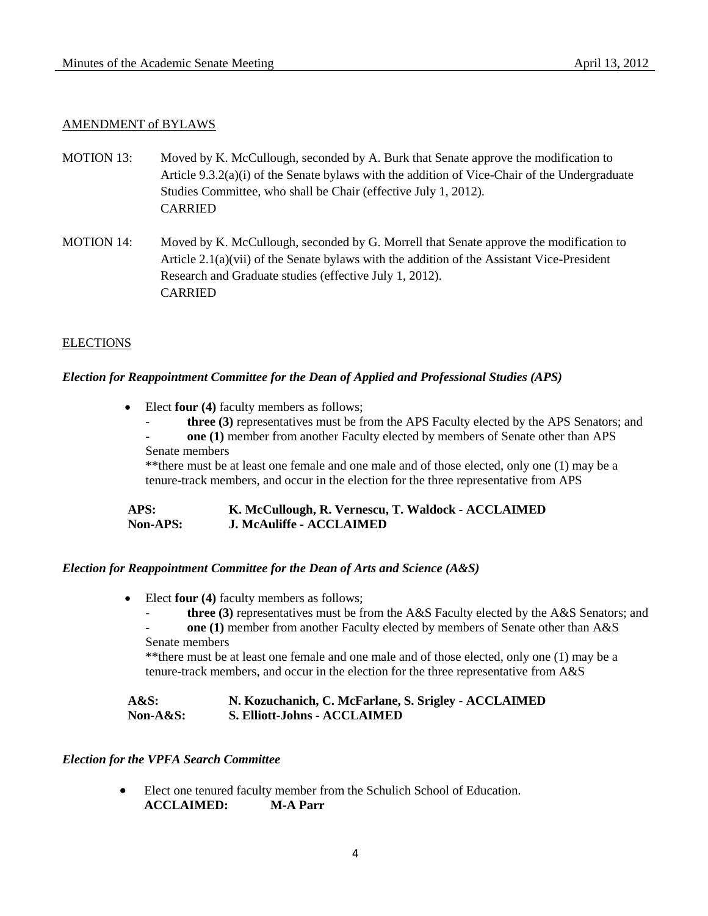## AMENDMENT of BYLAWS

MOTION 13: Moved by K. McCullough, seconded by A. Burk that Senate approve the modification to Article 9.3.2(a)(i) of the Senate bylaws with the addition of Vice-Chair of the Undergraduate Studies Committee, who shall be Chair (effective July 1, 2012).
CARRIED

MOTION 14: Moved by K. McCullough, seconded by G. Morrell that Senate approve the modification to Article 2.1(a)(vii) of the Senate bylaws with the addition of the Assistant Vice-President Research and Graduate studies (effective July 1, 2012).
CARRIED

## ELECTIONS

### *Election for Reappointment Committee for the Dean of Applied and Professional Studies (APS)*

- Elect **four (4)** faculty members as follows;
  - **three (3)** representatives must be from the APS Faculty elected by the APS Senators; and
  - **one (1)** member from another Faculty elected by members of Senate other than APS Senate members

  **there must be at least one female and one male and of those elected, only one (1) may be a tenure-track members, and occur in the election for the three representative from APS

**APS:** **K. McCullough, R. Vernescu, T. Waldock - ACCLAIMED**
**Non-APS:** **J. McAuliffe - ACCLAIMED**

### *Election for Reappointment Committee for the Dean of Arts and Science (A&S)*

- Elect **four (4)** faculty members as follows;
  - **three (3)** representatives must be from the A&S Faculty elected by the A&S Senators; and
  - **one (1)** member from another Faculty elected by members of Senate other than A&S Senate members

  **there must be at least one female and one male and of those elected, only one (1) may be a tenure-track members, and occur in the election for the three representative from A&S

**A&S:** **N. Kozuchanich, C. McFarlane, S. Srigley - ACCLAIMED**
**Non-A&S:** **S. Elliott-Johns - ACCLAIMED**

### *Election for the VPFA Search Committee*

- Elect one tenured faculty member from the Schulich School of Education.
  **ACCLAIMED:** **M-A Parr**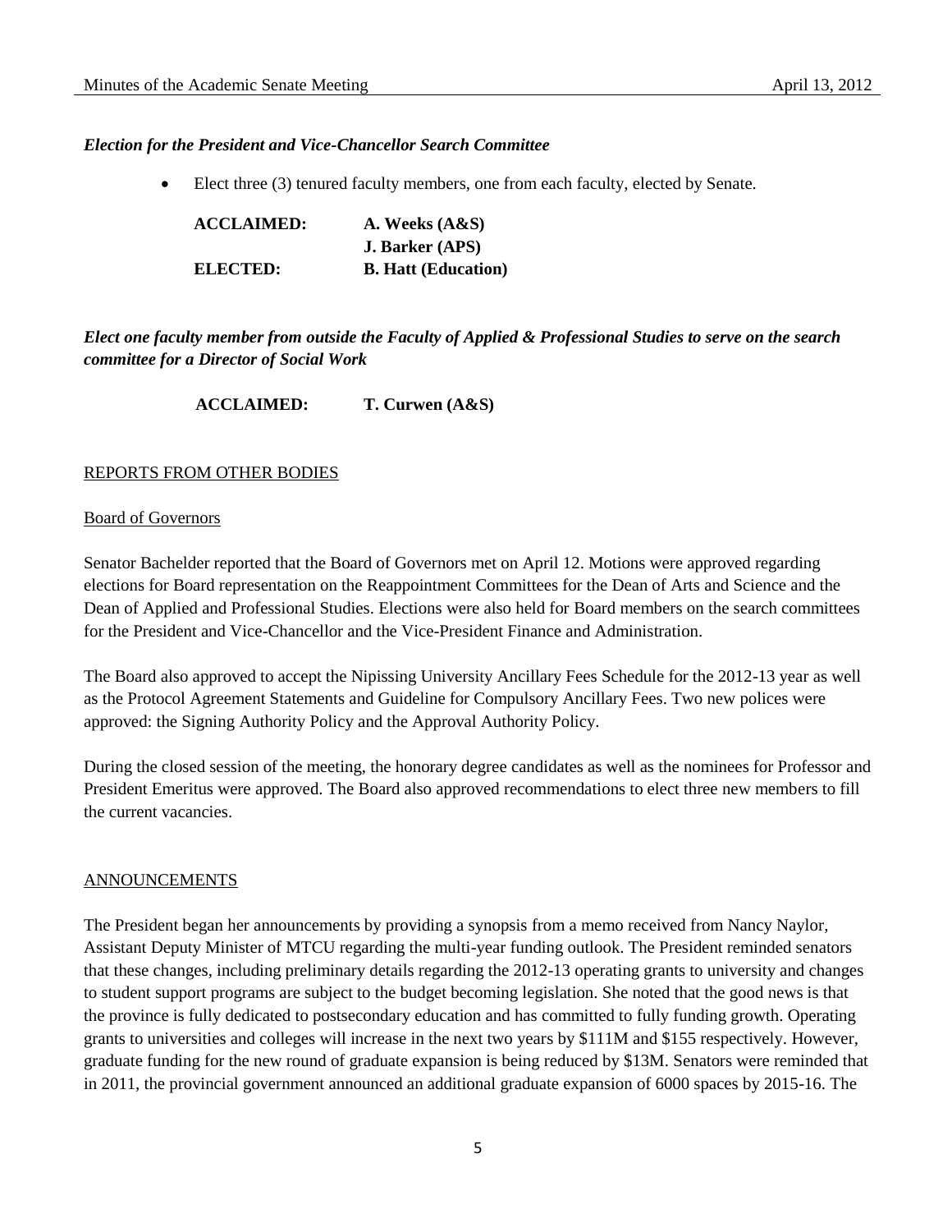***Election for the President and Vice-Chancellor Search Committee***

- Elect three (3) tenured faculty members, one from each faculty, elected by Senate.

| | |
|---|---|
| **ACCLAIMED:** | **A. Weeks (A&S)** |
| | **J. Barker (APS)** |
| **ELECTED:** | **B. Hatt (Education)** |

***Elect one faculty member from outside the Faculty of Applied & Professional Studies to serve on the search committee for a Director of Social Work***

**ACCLAIMED:** **T. Curwen (A&S)**

REPORTS FROM OTHER BODIES

Board of Governors

Senator Bachelder reported that the Board of Governors met on April 12. Motions were approved regarding elections for Board representation on the Reappointment Committees for the Dean of Arts and Science and the Dean of Applied and Professional Studies. Elections were also held for Board members on the search committees for the President and Vice-Chancellor and the Vice-President Finance and Administration.

The Board also approved to accept the Nipissing University Ancillary Fees Schedule for the 2012-13 year as well as the Protocol Agreement Statements and Guideline for Compulsory Ancillary Fees. Two new polices were approved: the Signing Authority Policy and the Approval Authority Policy.

During the closed session of the meeting, the honorary degree candidates as well as the nominees for Professor and President Emeritus were approved. The Board also approved recommendations to elect three new members to fill the current vacancies.

ANNOUNCEMENTS

The President began her announcements by providing a synopsis from a memo received from Nancy Naylor, Assistant Deputy Minister of MTCU regarding the multi-year funding outlook. The President reminded senators that these changes, including preliminary details regarding the 2012-13 operating grants to university and changes to student support programs are subject to the budget becoming legislation. She noted that the good news is that the province is fully dedicated to postsecondary education and has committed to fully funding growth. Operating grants to universities and colleges will increase in the next two years by $111M and $155 respectively. However, graduate funding for the new round of graduate expansion is being reduced by $13M. Senators were reminded that in 2011, the provincial government announced an additional graduate expansion of 6000 spaces by 2015-16. The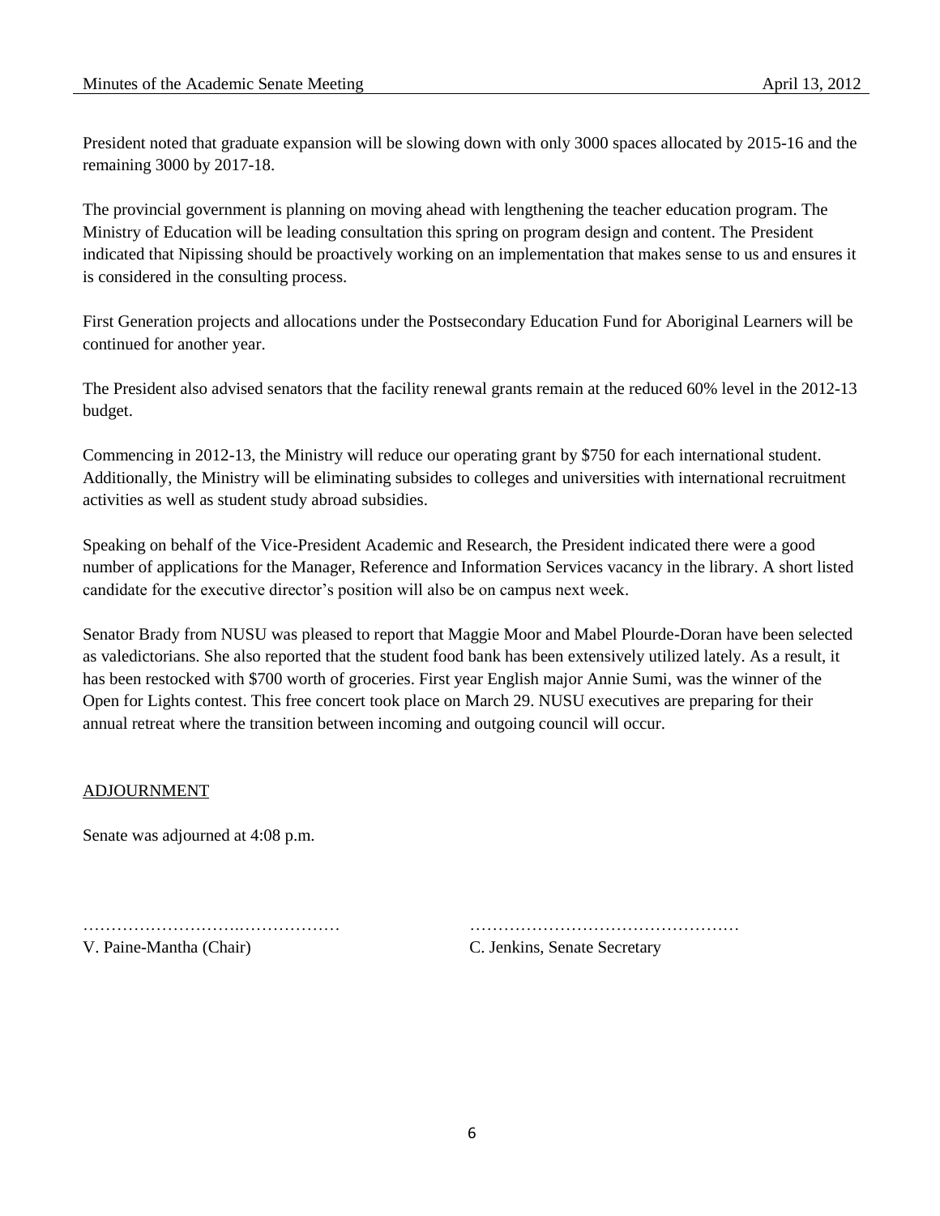President noted that graduate expansion will be slowing down with only 3000 spaces allocated by 2015-16 and the remaining 3000 by 2017-18.

The provincial government is planning on moving ahead with lengthening the teacher education program. The Ministry of Education will be leading consultation this spring on program design and content. The President indicated that Nipissing should be proactively working on an implementation that makes sense to us and ensures it is considered in the consulting process.

First Generation projects and allocations under the Postsecondary Education Fund for Aboriginal Learners will be continued for another year.

The President also advised senators that the facility renewal grants remain at the reduced 60% level in the 2012-13 budget.

Commencing in 2012-13, the Ministry will reduce our operating grant by $750 for each international student. Additionally, the Ministry will be eliminating subsides to colleges and universities with international recruitment activities as well as student study abroad subsidies.

Speaking on behalf of the Vice-President Academic and Research, the President indicated there were a good number of applications for the Manager, Reference and Information Services vacancy in the library. A short listed candidate for the executive director's position will also be on campus next week.

Senator Brady from NUSU was pleased to report that Maggie Moor and Mabel Plourde-Doran have been selected as valedictorians. She also reported that the student food bank has been extensively utilized lately. As a result, it has been restocked with $700 worth of groceries. First year English major Annie Sumi, was the winner of the Open for Lights contest. This free concert took place on March 29. NUSU executives are preparing for their annual retreat where the transition between incoming and outgoing council will occur.

ADJOURNMENT

Senate was adjourned at 4:08 p.m.

………………………………………
V. Paine-Mantha (Chair)

…………………………………………
C. Jenkins, Senate Secretary